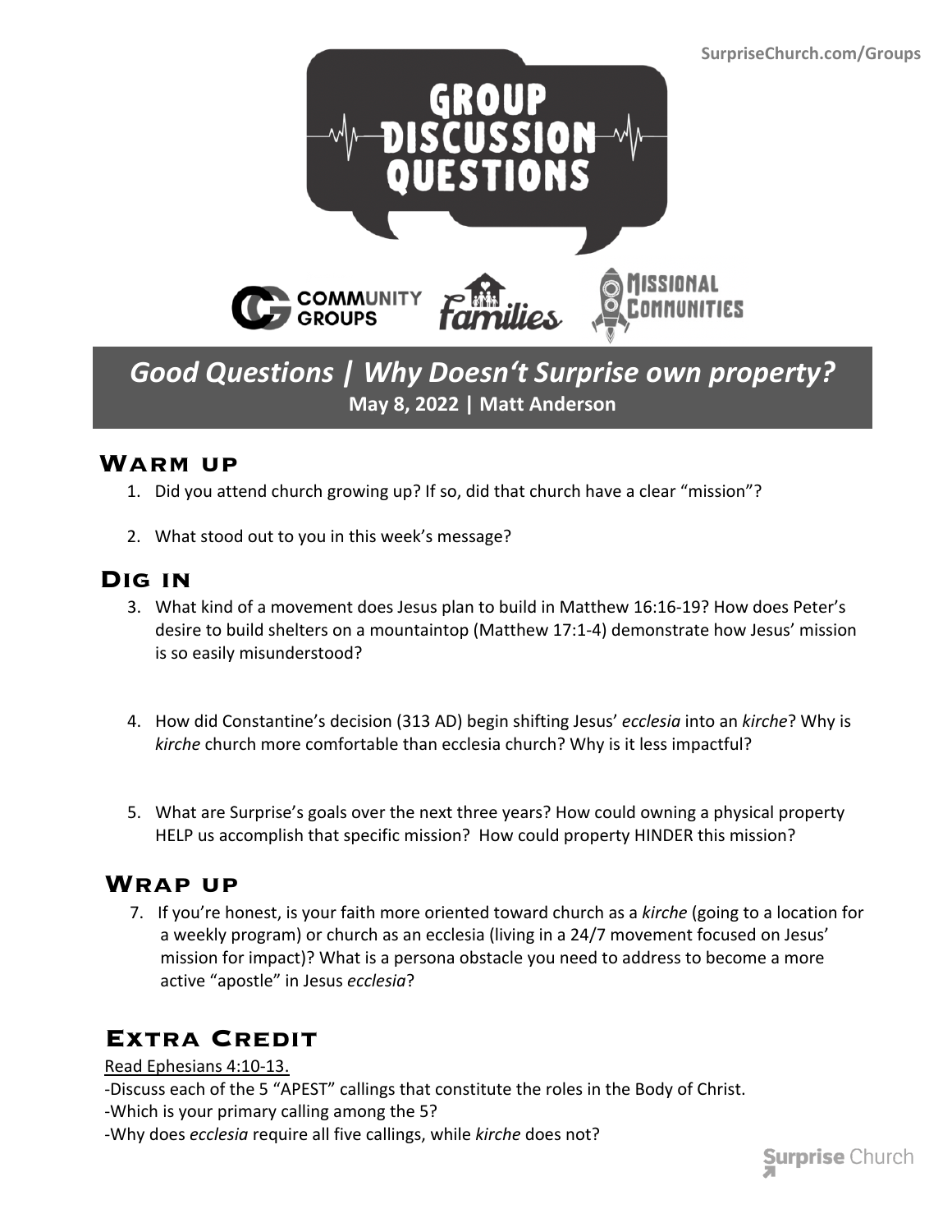SurpriseChurch.com/Groups

# GROUP DISCUSSION QUESTIONS

COMMUNITY GROUPS | Families | MISSIONAL COMMUNITIES

## *Good Questions | Why Doesn't Surprise own property?*

**May 8, 2022 | Matt Anderson**

## Warm up

1. Did you attend church growing up? If so, did that church have a clear "mission"?

2. What stood out to you in this week's message?

## Dig in

3. What kind of a movement does Jesus plan to build in Matthew 16:16-19? How does Peter's desire to build shelters on a mountaintop (Matthew 17:1-4) demonstrate how Jesus' mission is so easily misunderstood?

4. How did Constantine's decision (313 AD) begin shifting Jesus' *ecclesia* into an *kirche*? Why is *kirche* church more comfortable than ecclesia church? Why is it less impactful?

5. What are Surprise's goals over the next three years? How could owning a physical property HELP us accomplish that specific mission? How could property HINDER this mission?

## Wrap up

7. If you're honest, is your faith more oriented toward church as a *kirche* (going to a location for a weekly program) or church as an ecclesia (living in a 24/7 movement focused on Jesus' mission for impact)? What is a persona obstacle you need to address to become a more active "apostle" in Jesus *ecclesia*?

## Extra Credit

Read Ephesians 4:10-13.

-Discuss each of the 5 "APEST" callings that constitute the roles in the Body of Christ.

-Which is your primary calling among the 5?

-Why does *ecclesia* require all five callings, while *kirche* does not?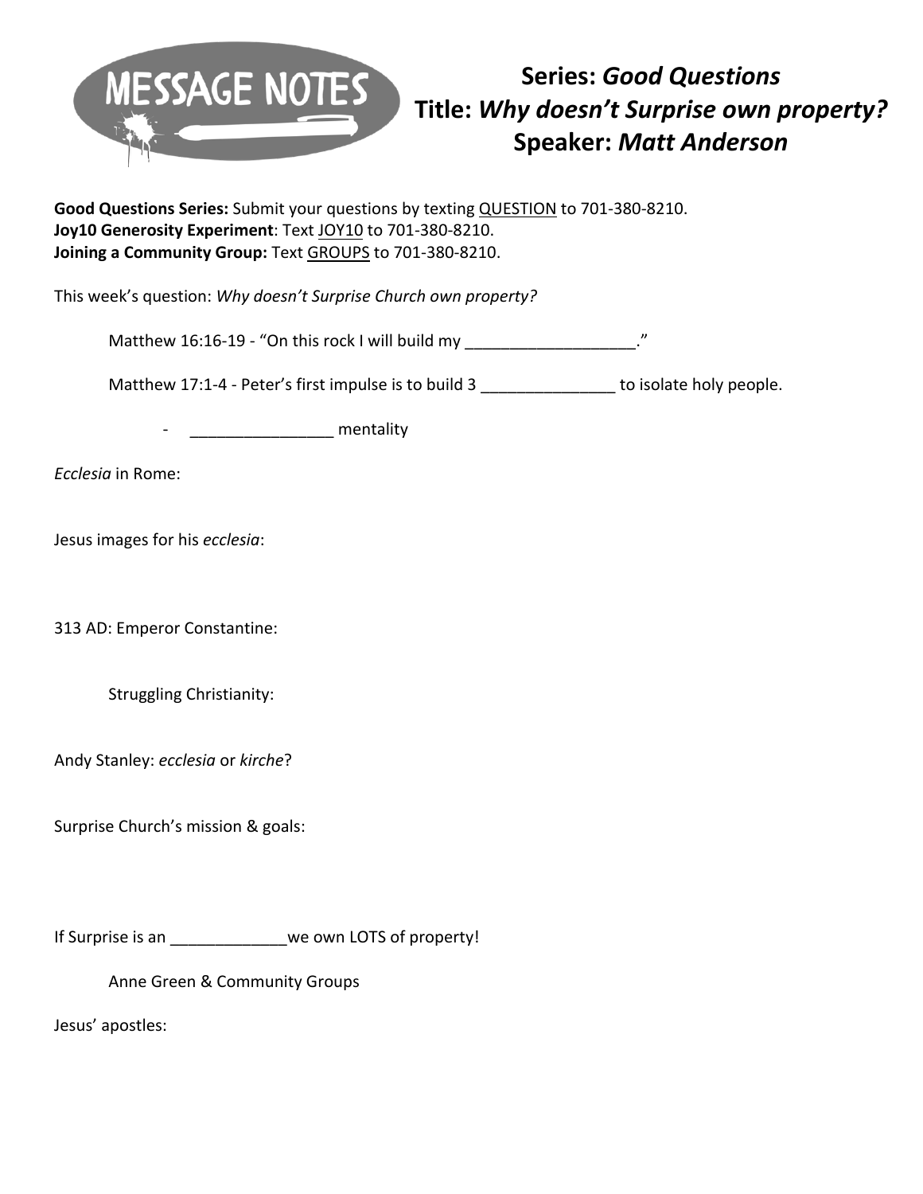# MESSAGE NOTES

## Series: *Good Questions*
## Title: *Why doesn't Surprise own property?*
## Speaker: *Matt Anderson*

**Good Questions Series:** Submit your questions by texting QUESTION to 701-380-8210.
**Joy10 Generosity Experiment**: Text JOY10 to 701-380-8210.
**Joining a Community Group:** Text GROUPS to 701-380-8210.

This week's question: *Why doesn't Surprise Church own property?*

Matthew 16:16-19 - "On this rock I will build my ___________________."

Matthew 17:1-4 - Peter's first impulse is to build 3 _______________ to isolate holy people.

- ________________ mentality

*Ecclesia* in Rome:

Jesus images for his *ecclesia*:

313 AD: Emperor Constantine:

Struggling Christianity:

Andy Stanley: *ecclesia* or *kirche*?

Surprise Church's mission & goals:

If Surprise is an _____________we own LOTS of property!

Anne Green & Community Groups

Jesus' apostles: